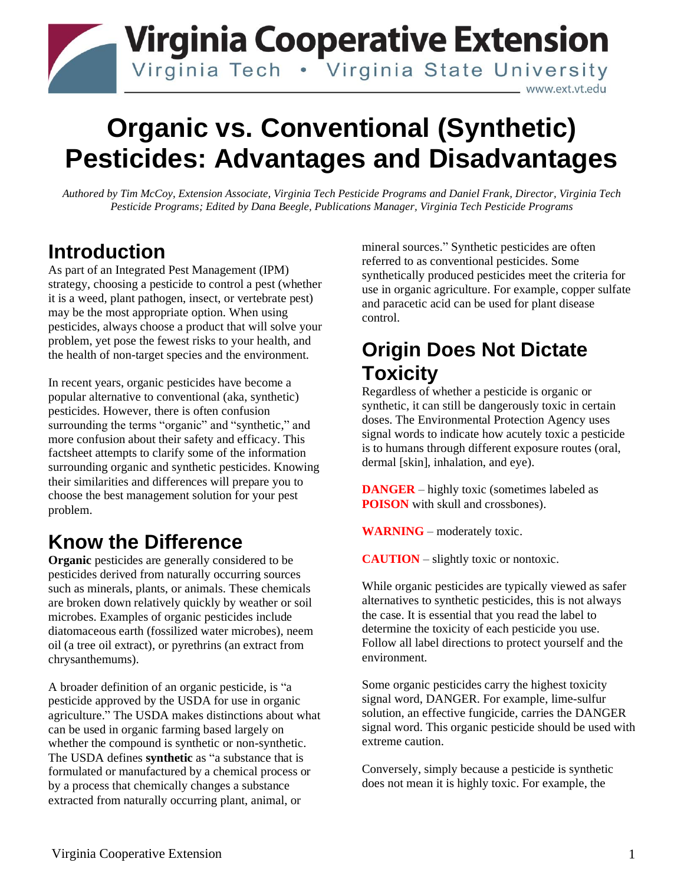# Virginia Cooperative Extension

Virginia Tech • Virginia State University

www.ext.vt.edu

# Organic vs. Conventional (Synthetic) Pesticides: Advantages and Disadvantages

*Authored by Tim McCoy, Extension Associate, Virginia Tech Pesticide Programs and Daniel Frank, Director, Virginia Tech Pesticide Programs; Edited by Dana Beegle, Publications Manager, Virginia Tech Pesticide Programs*

## Introduction

As part of an Integrated Pest Management (IPM) strategy, choosing a pesticide to control a pest (whether it is a weed, plant pathogen, insect, or vertebrate pest) may be the most appropriate option. When using pesticides, always choose a product that will solve your problem, yet pose the fewest risks to your health, and the health of non-target species and the environment.

In recent years, organic pesticides have become a popular alternative to conventional (aka, synthetic) pesticides. However, there is often confusion surrounding the terms "organic" and "synthetic," and more confusion about their safety and efficacy. This factsheet attempts to clarify some of the information surrounding organic and synthetic pesticides. Knowing their similarities and differences will prepare you to choose the best management solution for your pest problem.

## Know the Difference

**Organic** pesticides are generally considered to be pesticides derived from naturally occurring sources such as minerals, plants, or animals. These chemicals are broken down relatively quickly by weather or soil microbes. Examples of organic pesticides include diatomaceous earth (fossilized water microbes), neem oil (a tree oil extract), or pyrethrins (an extract from chrysanthemums).

A broader definition of an organic pesticide, is "a pesticide approved by the USDA for use in organic agriculture." The USDA makes distinctions about what can be used in organic farming based largely on whether the compound is synthetic or non-synthetic. The USDA defines **synthetic** as "a substance that is formulated or manufactured by a chemical process or by a process that chemically changes a substance extracted from naturally occurring plant, animal, or mineral sources." Synthetic pesticides are often referred to as conventional pesticides. Some synthetically produced pesticides meet the criteria for use in organic agriculture. For example, copper sulfate and paracetic acid can be used for plant disease control.

## Origin Does Not Dictate Toxicity

Regardless of whether a pesticide is organic or synthetic, it can still be dangerously toxic in certain doses. The Environmental Protection Agency uses signal words to indicate how acutely toxic a pesticide is to humans through different exposure routes (oral, dermal [skin], inhalation, and eye).

**DANGER** – highly toxic (sometimes labeled as **POISON** with skull and crossbones).

**WARNING** – moderately toxic.

**CAUTION** – slightly toxic or nontoxic.

While organic pesticides are typically viewed as safer alternatives to synthetic pesticides, this is not always the case. It is essential that you read the label to determine the toxicity of each pesticide you use. Follow all label directions to protect yourself and the environment.

Some organic pesticides carry the highest toxicity signal word, DANGER. For example, lime-sulfur solution, an effective fungicide, carries the DANGER signal word. This organic pesticide should be used with extreme caution.

Conversely, simply because a pesticide is synthetic does not mean it is highly toxic. For example, the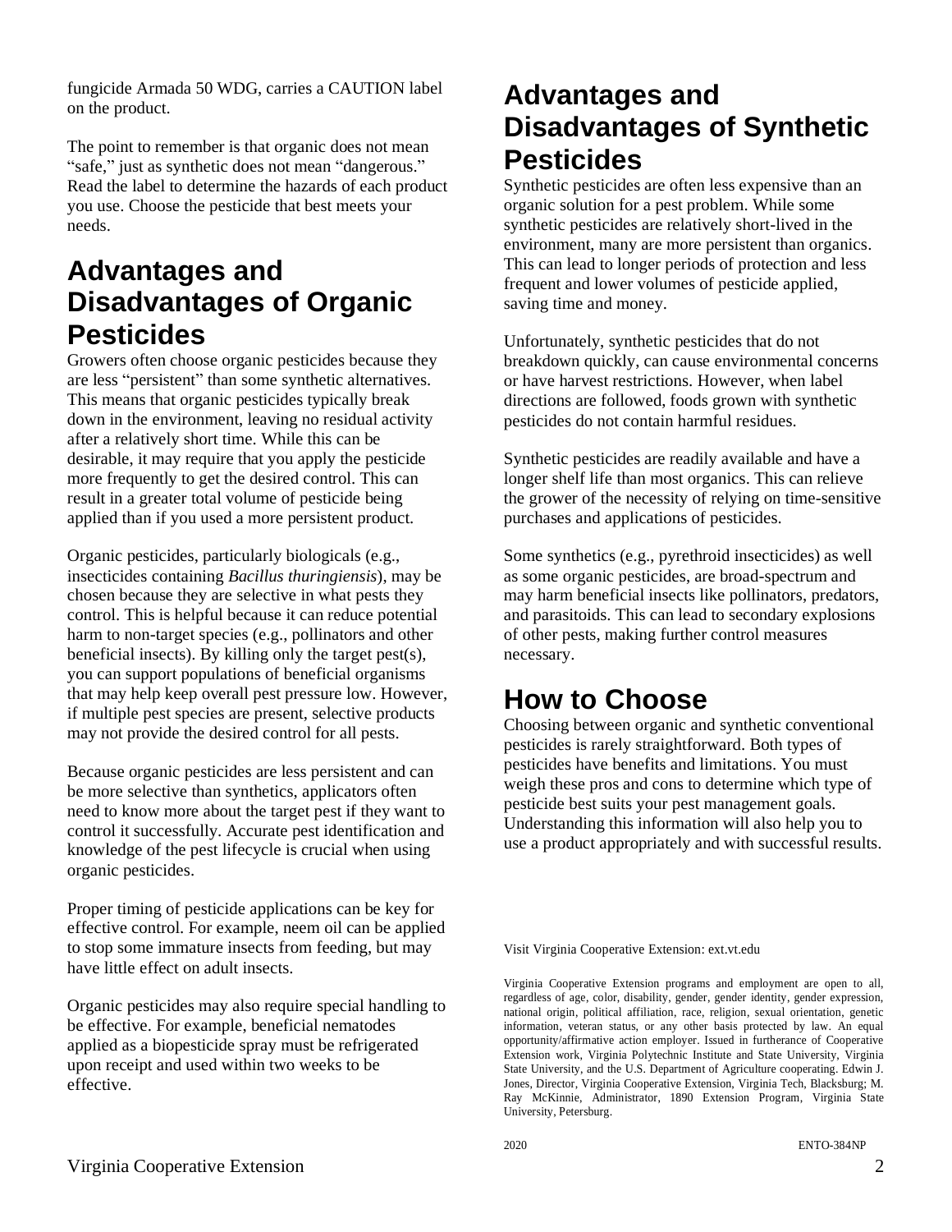fungicide Armada 50 WDG, carries a CAUTION label on the product.

The point to remember is that organic does not mean "safe," just as synthetic does not mean "dangerous." Read the label to determine the hazards of each product you use. Choose the pesticide that best meets your needs.

## Advantages and Disadvantages of Organic Pesticides

Growers often choose organic pesticides because they are less "persistent" than some synthetic alternatives. This means that organic pesticides typically break down in the environment, leaving no residual activity after a relatively short time. While this can be desirable, it may require that you apply the pesticide more frequently to get the desired control. This can result in a greater total volume of pesticide being applied than if you used a more persistent product.

Organic pesticides, particularly biologicals (e.g., insecticides containing *Bacillus thuringiensis*), may be chosen because they are selective in what pests they control. This is helpful because it can reduce potential harm to non-target species (e.g., pollinators and other beneficial insects). By killing only the target pest(s), you can support populations of beneficial organisms that may help keep overall pest pressure low. However, if multiple pest species are present, selective products may not provide the desired control for all pests.

Because organic pesticides are less persistent and can be more selective than synthetics, applicators often need to know more about the target pest if they want to control it successfully. Accurate pest identification and knowledge of the pest lifecycle is crucial when using organic pesticides.

Proper timing of pesticide applications can be key for effective control. For example, neem oil can be applied to stop some immature insects from feeding, but may have little effect on adult insects.

Organic pesticides may also require special handling to be effective. For example, beneficial nematodes applied as a biopesticide spray must be refrigerated upon receipt and used within two weeks to be effective.

## Advantages and Disadvantages of Synthetic Pesticides

Synthetic pesticides are often less expensive than an organic solution for a pest problem. While some synthetic pesticides are relatively short-lived in the environment, many are more persistent than organics. This can lead to longer periods of protection and less frequent and lower volumes of pesticide applied, saving time and money.

Unfortunately, synthetic pesticides that do not breakdown quickly, can cause environmental concerns or have harvest restrictions. However, when label directions are followed, foods grown with synthetic pesticides do not contain harmful residues.

Synthetic pesticides are readily available and have a longer shelf life than most organics. This can relieve the grower of the necessity of relying on time-sensitive purchases and applications of pesticides.

Some synthetics (e.g., pyrethroid insecticides) as well as some organic pesticides, are broad-spectrum and may harm beneficial insects like pollinators, predators, and parasitoids. This can lead to secondary explosions of other pests, making further control measures necessary.

## How to Choose

Choosing between organic and synthetic conventional pesticides is rarely straightforward. Both types of pesticides have benefits and limitations. You must weigh these pros and cons to determine which type of pesticide best suits your pest management goals. Understanding this information will also help you to use a product appropriately and with successful results.

Visit Virginia Cooperative Extension: ext.vt.edu

Virginia Cooperative Extension programs and employment are open to all, regardless of age, color, disability, gender, gender identity, gender expression, national origin, political affiliation, race, religion, sexual orientation, genetic information, veteran status, or any other basis protected by law. An equal opportunity/affirmative action employer. Issued in furtherance of Cooperative Extension work, Virginia Polytechnic Institute and State University, Virginia State University, and the U.S. Department of Agriculture cooperating. Edwin J. Jones, Director, Virginia Cooperative Extension, Virginia Tech, Blacksburg; M. Ray McKinnie, Administrator, 1890 Extension Program, Virginia State University, Petersburg.

2020 ENTO-384NP